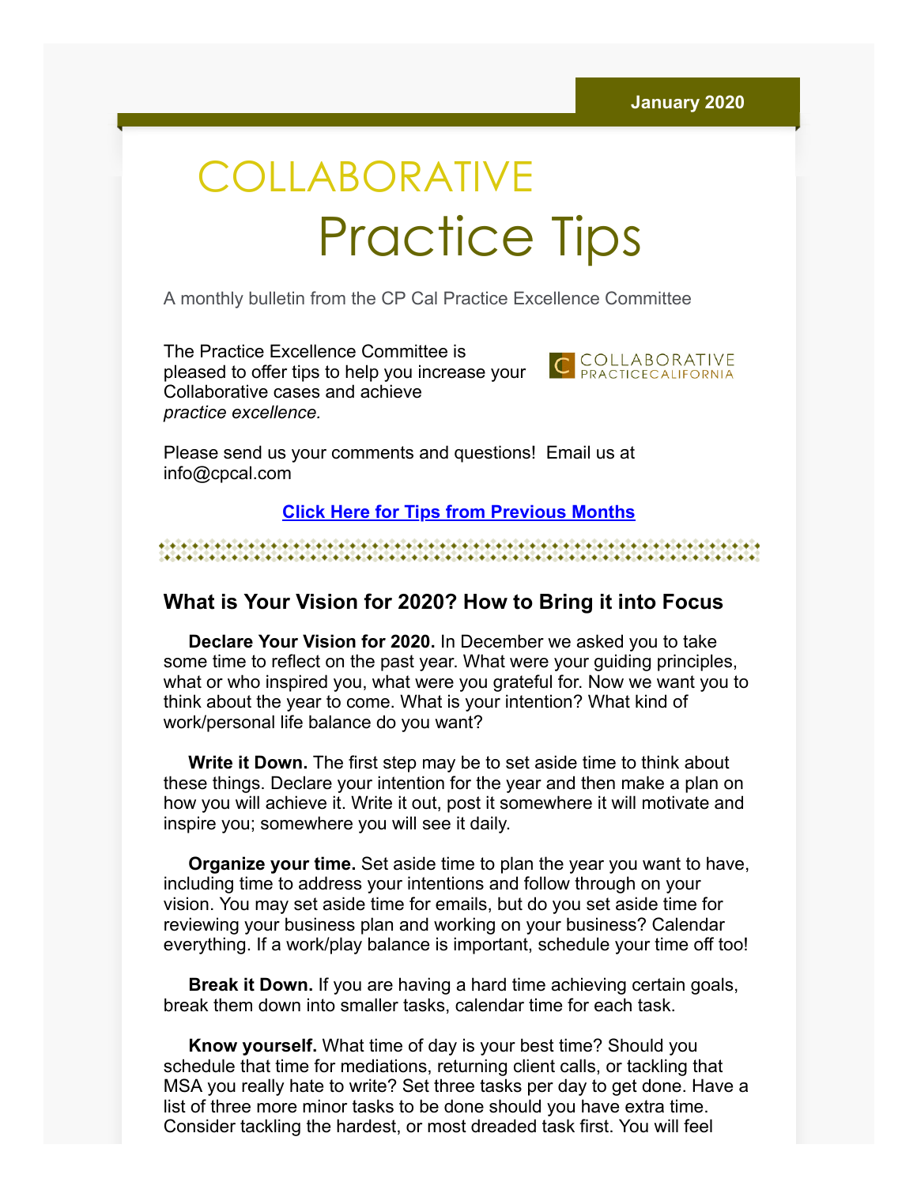January 2020

# COLLABORATIVE Practice Tips

A monthly bulletin from the CP Cal Practice Excellence Committee

The Practice Excellence Committee is pleased to offer tips to help you increase your Collaborative cases and achieve *practice excellence.*

COLLABORATIVE PRACTICECALIFORNIA

Please send us your comments and questions! Email us at info@cpcal.com

**Click Here for Tips from Previous Months**

## What is Your Vision for 2020? How to Bring it into Focus

**Declare Your Vision for 2020.** In December we asked you to take some time to reflect on the past year. What were your guiding principles, what or who inspired you, what were you grateful for. Now we want you to think about the year to come. What is your intention? What kind of work/personal life balance do you want?

**Write it Down.** The first step may be to set aside time to think about these things. Declare your intention for the year and then make a plan on how you will achieve it. Write it out, post it somewhere it will motivate and inspire you; somewhere you will see it daily.

**Organize your time.** Set aside time to plan the year you want to have, including time to address your intentions and follow through on your vision. You may set aside time for emails, but do you set aside time for reviewing your business plan and working on your business? Calendar everything. If a work/play balance is important, schedule your time off too!

**Break it Down.** If you are having a hard time achieving certain goals, break them down into smaller tasks, calendar time for each task.

**Know yourself.** What time of day is your best time? Should you schedule that time for mediations, returning client calls, or tackling that MSA you really hate to write? Set three tasks per day to get done. Have a list of three more minor tasks to be done should you have extra time. Consider tackling the hardest, or most dreaded task first. You will feel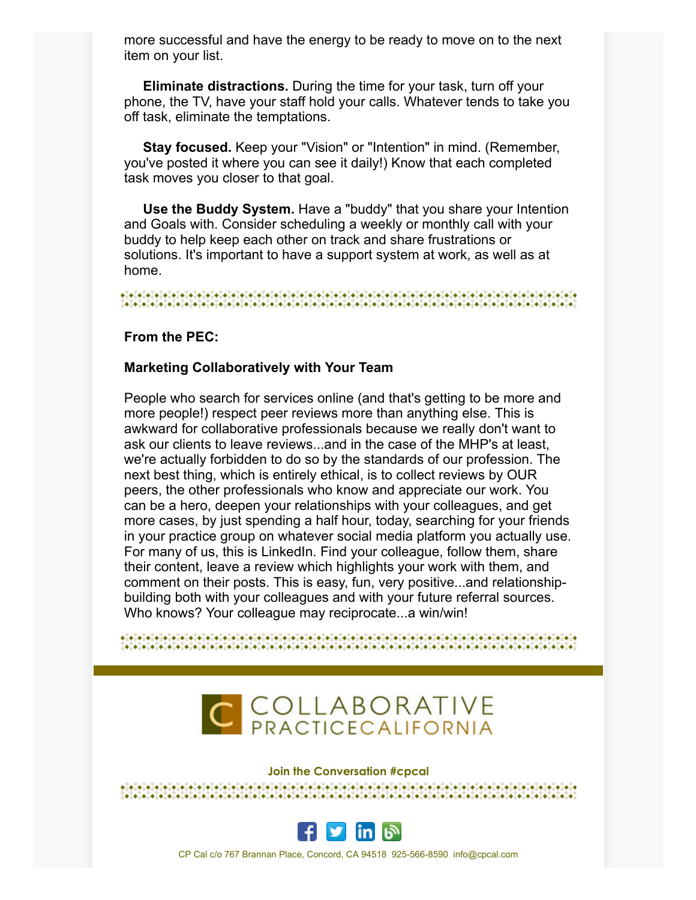more successful and have the energy to be ready to move on to the next item on your list.

**Eliminate distractions.** During the time for your task, turn off your phone, the TV, have your staff hold your calls. Whatever tends to take you off task, eliminate the temptations.

**Stay focused.** Keep your "Vision" or "Intention" in mind. (Remember, you've posted it where you can see it daily!) Know that each completed task moves you closer to that goal.

**Use the Buddy System.** Have a "buddy" that you share your Intention and Goals with. Consider scheduling a weekly or monthly call with your buddy to help keep each other on track and share frustrations or solutions. It's important to have a support system at work, as well as at home.

**From the PEC:**

**Marketing Collaboratively with Your Team**

People who search for services online (and that's getting to be more and more people!) respect peer reviews more than anything else. This is awkward for collaborative professionals because we really don't want to ask our clients to leave reviews...and in the case of the MHP's at least, we're actually forbidden to do so by the standards of our profession. The next best thing, which is entirely ethical, is to collect reviews by OUR peers, the other professionals who know and appreciate our work. You can be a hero, deepen your relationships with your colleagues, and get more cases, by just spending a half hour, today, searching for your friends in your practice group on whatever social media platform you actually use. For many of us, this is LinkedIn. Find your colleague, follow them, share their content, leave a review which highlights your work with them, and comment on their posts. This is easy, fun, very positive...and relationship-building both with your colleagues and with your future referral sources. Who knows? Your colleague may reciprocate...a win/win!

COLLABORATIVE PRACTICE CALIFORNIA

Join the Conversation #cpcal

CP Cal c/o 767 Brannan Place, Concord, CA 94518 925-566-8590 info@cpcal.com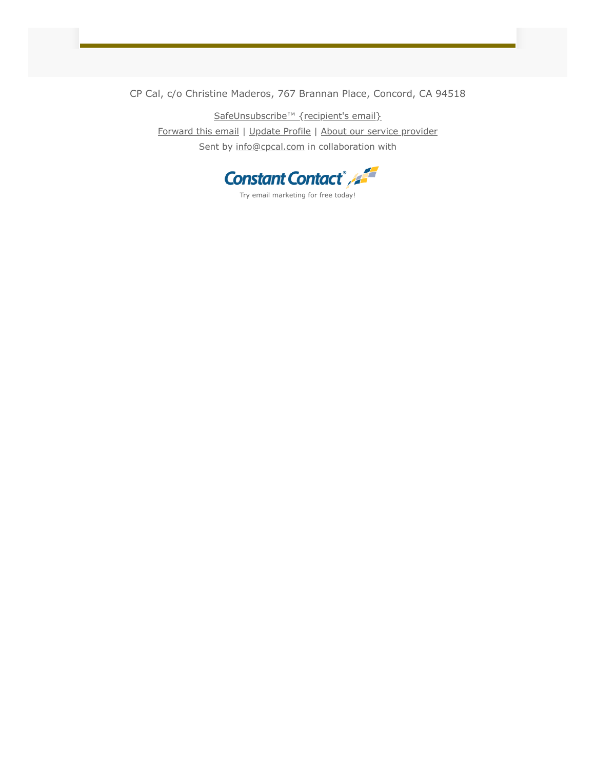CP Cal, c/o Christine Maderos, 767 Brannan Place, Concord, CA 94518

SafeUnsubscribe™ {recipient's email}

Forward this email | Update Profile | About our service provider

Sent by info@cpcal.com in collaboration with

Constant Contact®

Try email marketing for free today!